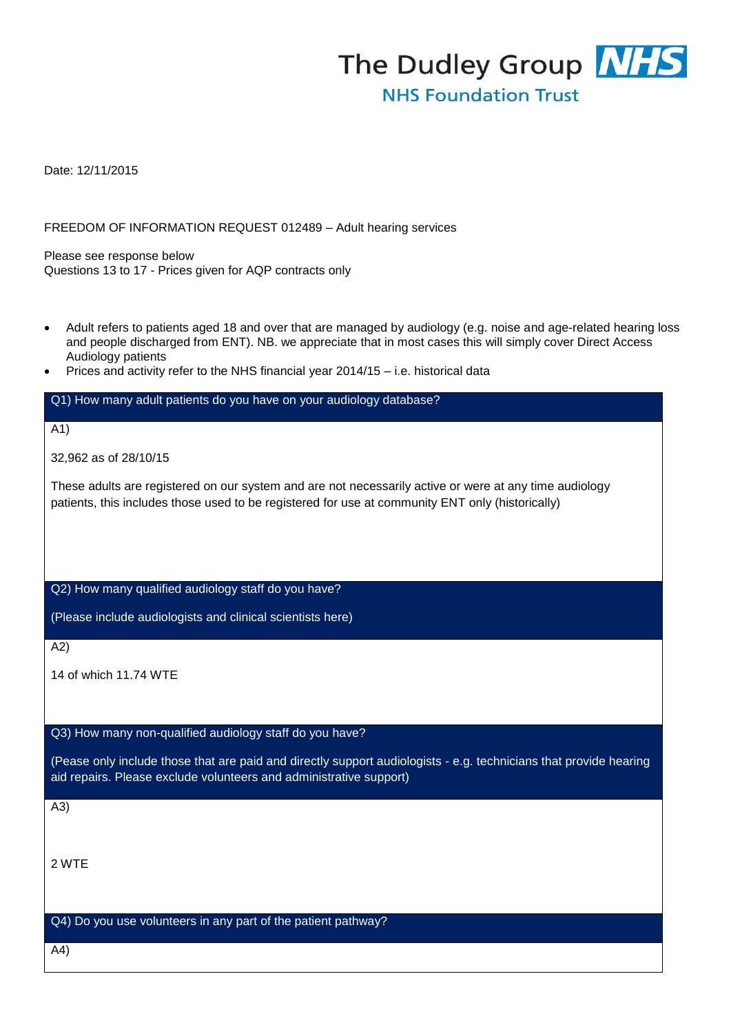The Dudley Group NHS
NHS Foundation Trust

Date: 12/11/2015

FREEDOM OF INFORMATION REQUEST 012489 – Adult hearing services

Please see response below
Questions 13 to 17 - Prices given for AQP contracts only

- Adult refers to patients aged 18 and over that are managed by audiology (e.g. noise and age-related hearing loss and people discharged from ENT). NB. we appreciate that in most cases this will simply cover Direct Access Audiology patients
- Prices and activity refer to the NHS financial year 2014/15 – i.e. historical data

**Q1) How many adult patients do you have on your audiology database?**

A1)

32,962 as of 28/10/15

These adults are registered on our system and are not necessarily active or were at any time audiology patients, this includes those used to be registered for use at community ENT only (historically)

**Q2) How many qualified audiology staff do you have?**

**(Please include audiologists and clinical scientists here)**

A2)

14 of which 11.74 WTE

**Q3) How many non-qualified audiology staff do you have?**

**(Pease only include those that are paid and directly support audiologists - e.g. technicians that provide hearing aid repairs. Please exclude volunteers and administrative support)**

A3)

2 WTE

**Q4) Do you use volunteers in any part of the patient pathway?**

A4)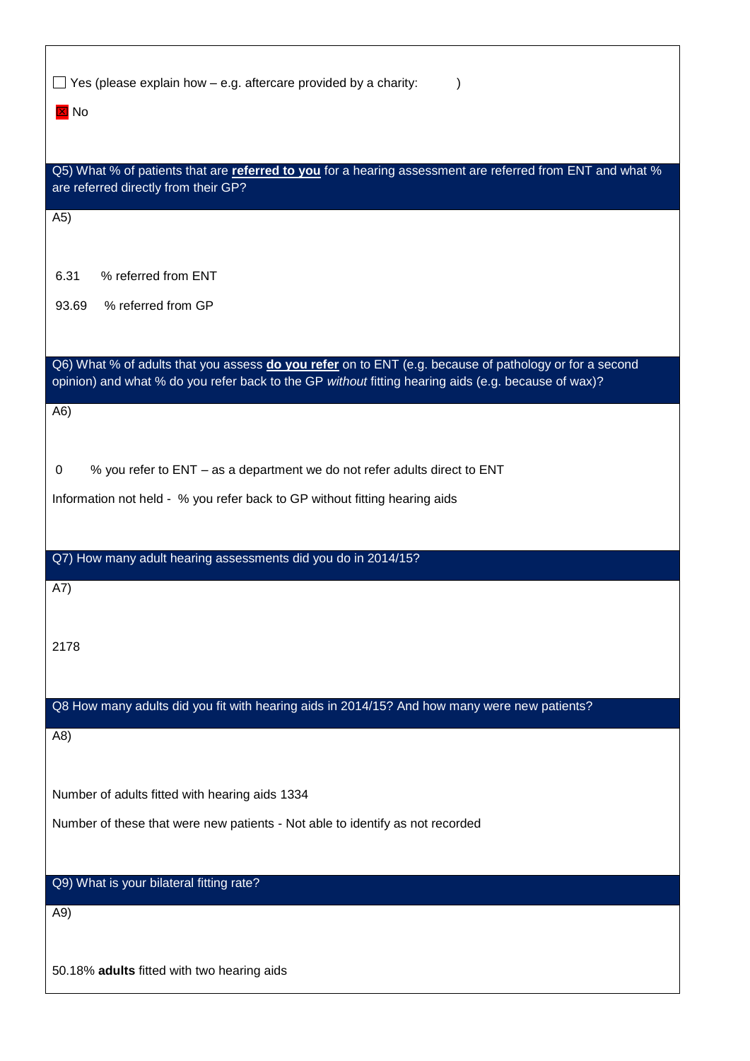☐ Yes (please explain how – e.g. aftercare provided by a charity: )

☒ No

**Q5) What % of patients that are <u>referred to you</u> for a hearing assessment are referred from ENT and what % are referred directly from their GP?**

A5)

6.31 % referred from ENT

93.69 % referred from GP

**Q6) What % of adults that you assess <u>do you refer</u> on to ENT (e.g. because of pathology or for a second opinion) and what % do you refer back to the GP *without* fitting hearing aids (e.g. because of wax)?**

A6)

0 % you refer to ENT – as a department we do not refer adults direct to ENT

Information not held - % you refer back to GP without fitting hearing aids

**Q7) How many adult hearing assessments did you do in 2014/15?**

A7)

2178

**Q8 How many adults did you fit with hearing aids in 2014/15? And how many were new patients?**

A8)

Number of adults fitted with hearing aids 1334

Number of these that were new patients - Not able to identify as not recorded

**Q9) What is your bilateral fitting rate?**

A9)

50.18% **adults** fitted with two hearing aids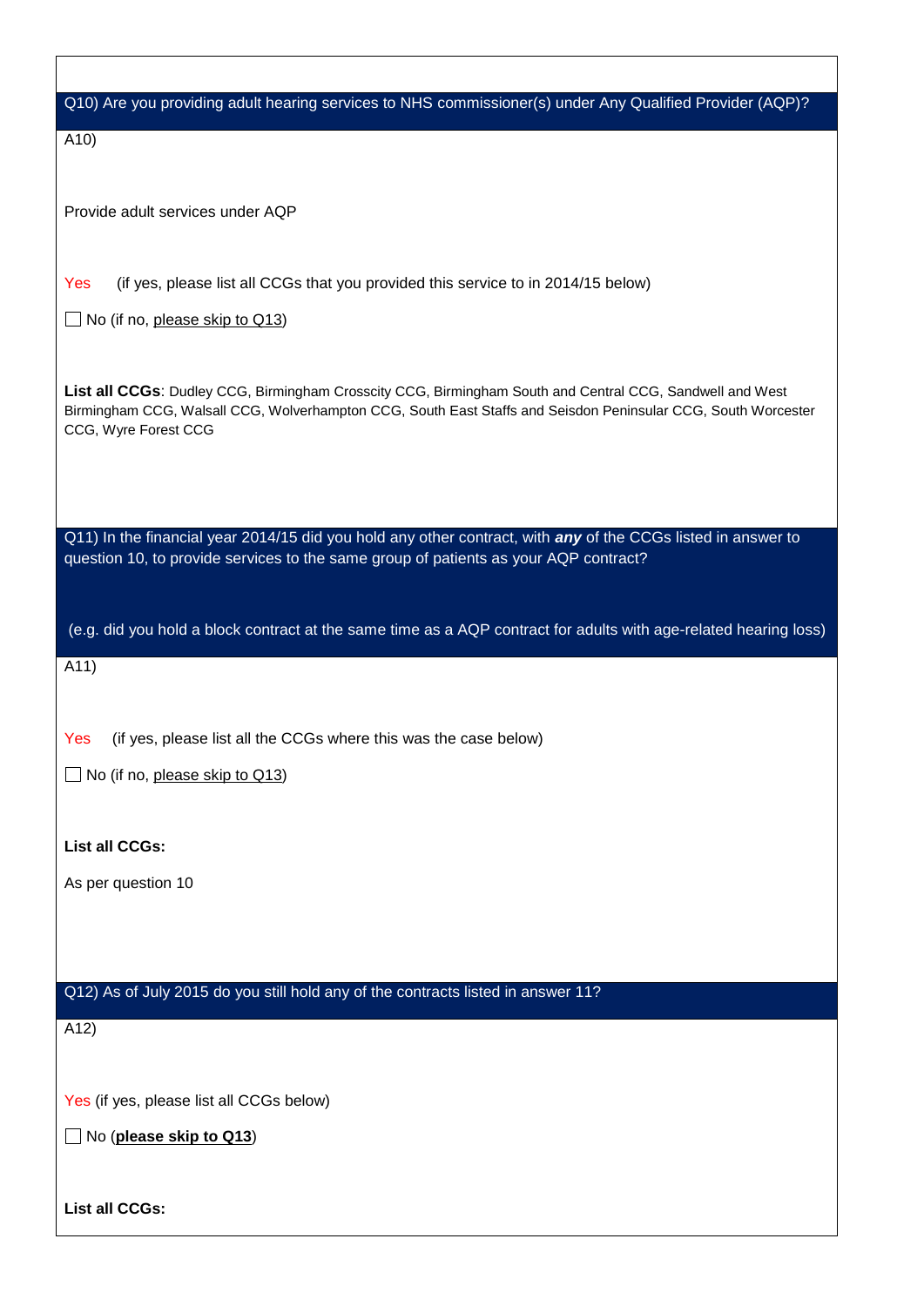**Q10) Are you providing adult hearing services to NHS commissioner(s) under Any Qualified Provider (AQP)?**

A10)

Provide adult services under AQP

Yes (if yes, please list all CCGs that you provided this service to in 2014/15 below)

☐ No (if no, please skip to Q13)

**List all CCGs**: Dudley CCG, Birmingham Crosscity CCG, Birmingham South and Central CCG, Sandwell and West Birmingham CCG, Walsall CCG, Wolverhampton CCG, South East Staffs and Seisdon Peninsular CCG, South Worcester CCG, Wyre Forest CCG

**Q11) In the financial year 2014/15 did you hold any other contract, with *any* of the CCGs listed in answer to question 10, to provide services to the same group of patients as your AQP contract?**

**(e.g. did you hold a block contract at the same time as a AQP contract for adults with age-related hearing loss)**

A11)

Yes (if yes, please list all the CCGs where this was the case below)

☐ No (if no, please skip to Q13)

**List all CCGs:**

As per question 10

**Q12) As of July 2015 do you still hold any of the contracts listed in answer 11?**

A12)

Yes (if yes, please list all CCGs below)

☐ No (**please skip to Q13**)

**List all CCGs:**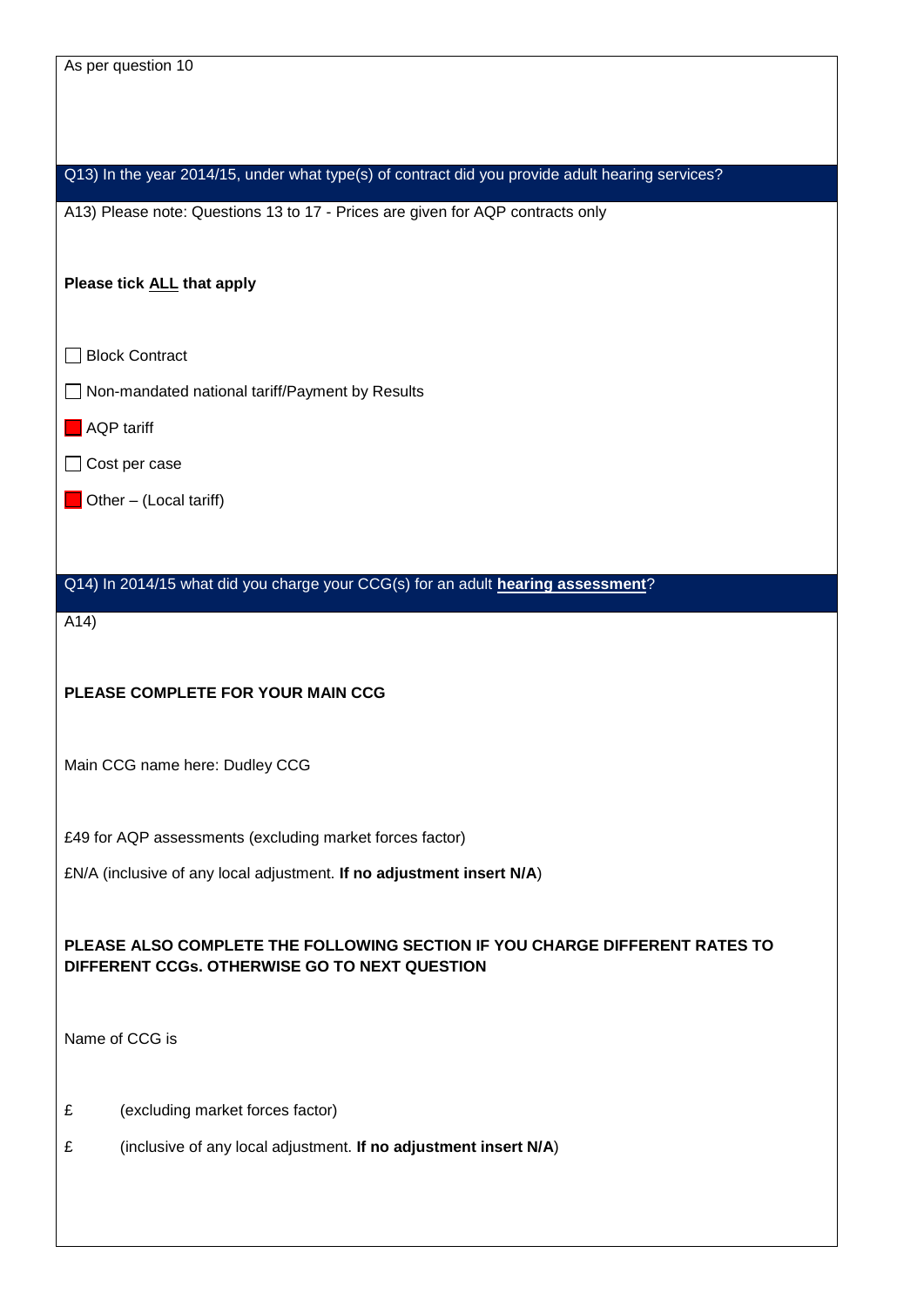As per question 10

## Q13) In the year 2014/15, under what type(s) of contract did you provide adult hearing services?

A13) Please note: Questions 13 to 17 - Prices are given for AQP contracts only

**Please tick ALL that apply**

- [ ] Block Contract
- [ ] Non-mandated national tariff/Payment by Results
- [x] AQP tariff
- [ ] Cost per case
- [x] Other – (Local tariff)

## Q14) In 2014/15 what did you charge your CCG(s) for an adult **hearing assessment**?

A14)

**PLEASE COMPLETE FOR YOUR MAIN CCG**

Main CCG name here: Dudley CCG

£49 for AQP assessments (excluding market forces factor)

£N/A (inclusive of any local adjustment. **If no adjustment insert N/A**)

**PLEASE ALSO COMPLETE THE FOLLOWING SECTION IF YOU CHARGE DIFFERENT RATES TO DIFFERENT CCGs. OTHERWISE GO TO NEXT QUESTION**

Name of CCG is

£ (excluding market forces factor)

£ (inclusive of any local adjustment. **If no adjustment insert N/A**)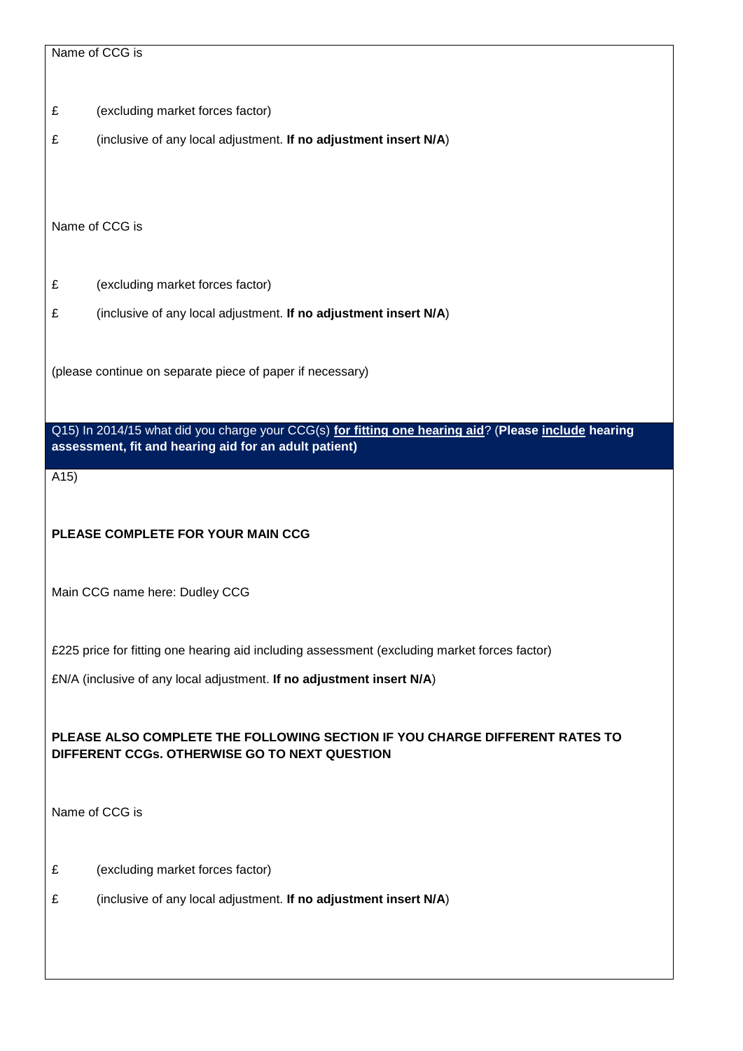Name of CCG is

£ (excluding market forces factor)

£ (inclusive of any local adjustment. **If no adjustment insert N/A**)

Name of CCG is

£ (excluding market forces factor)

£ (inclusive of any local adjustment. **If no adjustment insert N/A**)

(please continue on separate piece of paper if necessary)

**Q15) In 2014/15 what did you charge your CCG(s) <u>for fitting one hearing aid</u>? (Please <u>include</u> hearing assessment, fit and hearing aid for an adult patient)**

A15)

**PLEASE COMPLETE FOR YOUR MAIN CCG**

Main CCG name here: Dudley CCG

£225 price for fitting one hearing aid including assessment (excluding market forces factor)

£N/A (inclusive of any local adjustment. **If no adjustment insert N/A**)

**PLEASE ALSO COMPLETE THE FOLLOWING SECTION IF YOU CHARGE DIFFERENT RATES TO DIFFERENT CCGs. OTHERWISE GO TO NEXT QUESTION**

Name of CCG is

£ (excluding market forces factor)

£ (inclusive of any local adjustment. **If no adjustment insert N/A**)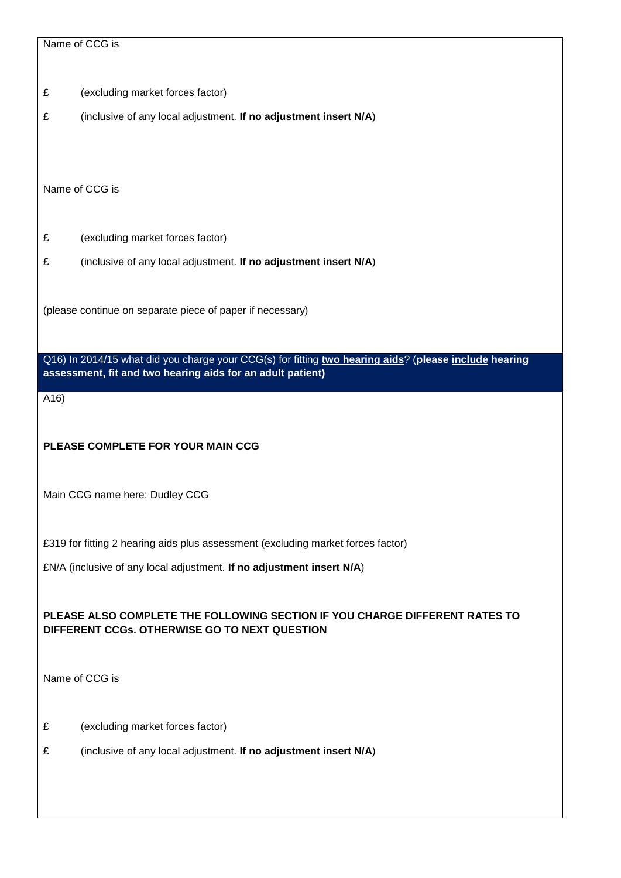Name of CCG is

£ (excluding market forces factor)

£ (inclusive of any local adjustment. **If no adjustment insert N/A**)

Name of CCG is

£ (excluding market forces factor)

£ (inclusive of any local adjustment. **If no adjustment insert N/A**)

(please continue on separate piece of paper if necessary)

**Q16) In 2014/15 what did you charge your CCG(s) for fitting two hearing aids? (please include hearing assessment, fit and two hearing aids for an adult patient)**

A16)

**PLEASE COMPLETE FOR YOUR MAIN CCG**

Main CCG name here: Dudley CCG

£319 for fitting 2 hearing aids plus assessment (excluding market forces factor)

£N/A (inclusive of any local adjustment. **If no adjustment insert N/A**)

**PLEASE ALSO COMPLETE THE FOLLOWING SECTION IF YOU CHARGE DIFFERENT RATES TO DIFFERENT CCGs. OTHERWISE GO TO NEXT QUESTION**

Name of CCG is

£ (excluding market forces factor)

£ (inclusive of any local adjustment. **If no adjustment insert N/A**)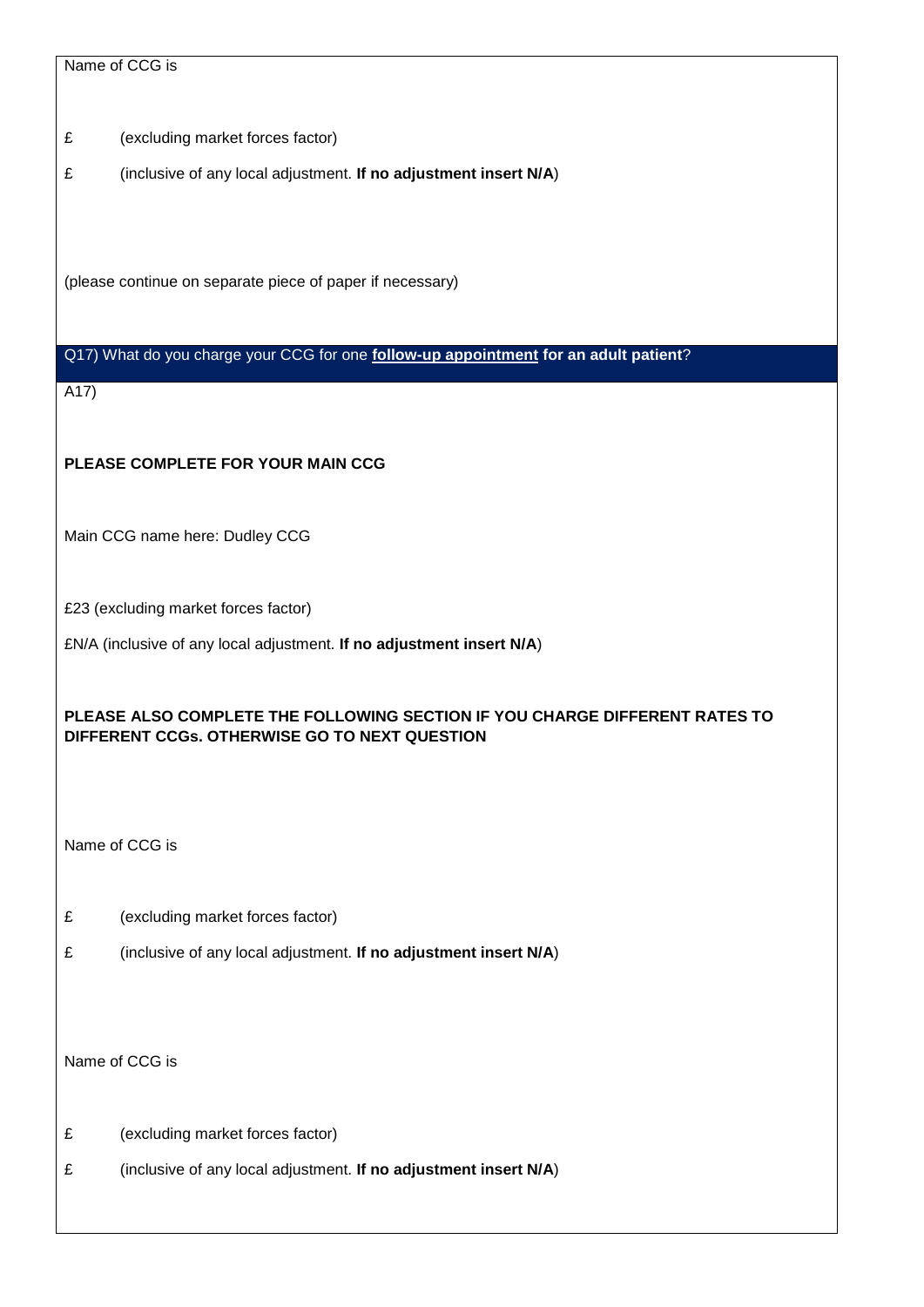Name of CCG is

£ (excluding market forces factor)

£ (inclusive of any local adjustment. **If no adjustment insert N/A**)

(please continue on separate piece of paper if necessary)

Q17) What do you charge your CCG for one **follow-up appointment** **for an adult patient**?

A17)

**PLEASE COMPLETE FOR YOUR MAIN CCG**

Main CCG name here: Dudley CCG

£23 (excluding market forces factor)

£N/A (inclusive of any local adjustment. **If no adjustment insert N/A**)

**PLEASE ALSO COMPLETE THE FOLLOWING SECTION IF YOU CHARGE DIFFERENT RATES TO DIFFERENT CCGs. OTHERWISE GO TO NEXT QUESTION**

Name of CCG is

£ (excluding market forces factor)

£ (inclusive of any local adjustment. **If no adjustment insert N/A**)

Name of CCG is

£ (excluding market forces factor)

£ (inclusive of any local adjustment. **If no adjustment insert N/A**)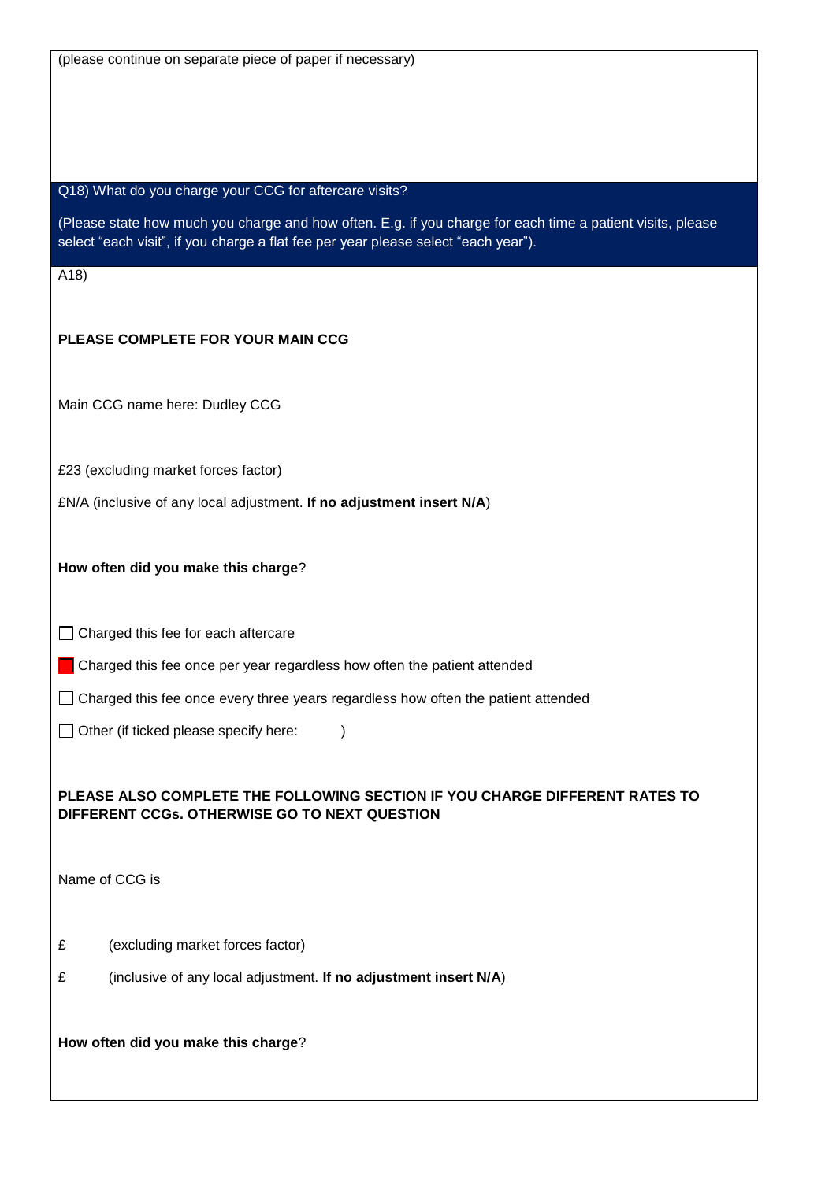(please continue on separate piece of paper if necessary)

**Q18) What do you charge your CCG for aftercare visits?**

(Please state how much you charge and how often. E.g. if you charge for each time a patient visits, please select "each visit", if you charge a flat fee per year please select "each year").

A18)

**PLEASE COMPLETE FOR YOUR MAIN CCG**

Main CCG name here: Dudley CCG

£23 (excluding market forces factor)

£N/A (inclusive of any local adjustment. **If no adjustment insert N/A**)

**How often did you make this charge**?

☐ Charged this fee for each aftercare

☒ Charged this fee once per year regardless how often the patient attended

☐ Charged this fee once every three years regardless how often the patient attended

☐ Other (if ticked please specify here: )

**PLEASE ALSO COMPLETE THE FOLLOWING SECTION IF YOU CHARGE DIFFERENT RATES TO DIFFERENT CCGs. OTHERWISE GO TO NEXT QUESTION**

Name of CCG is

£ (excluding market forces factor)

£ (inclusive of any local adjustment. **If no adjustment insert N/A**)

**How often did you make this charge**?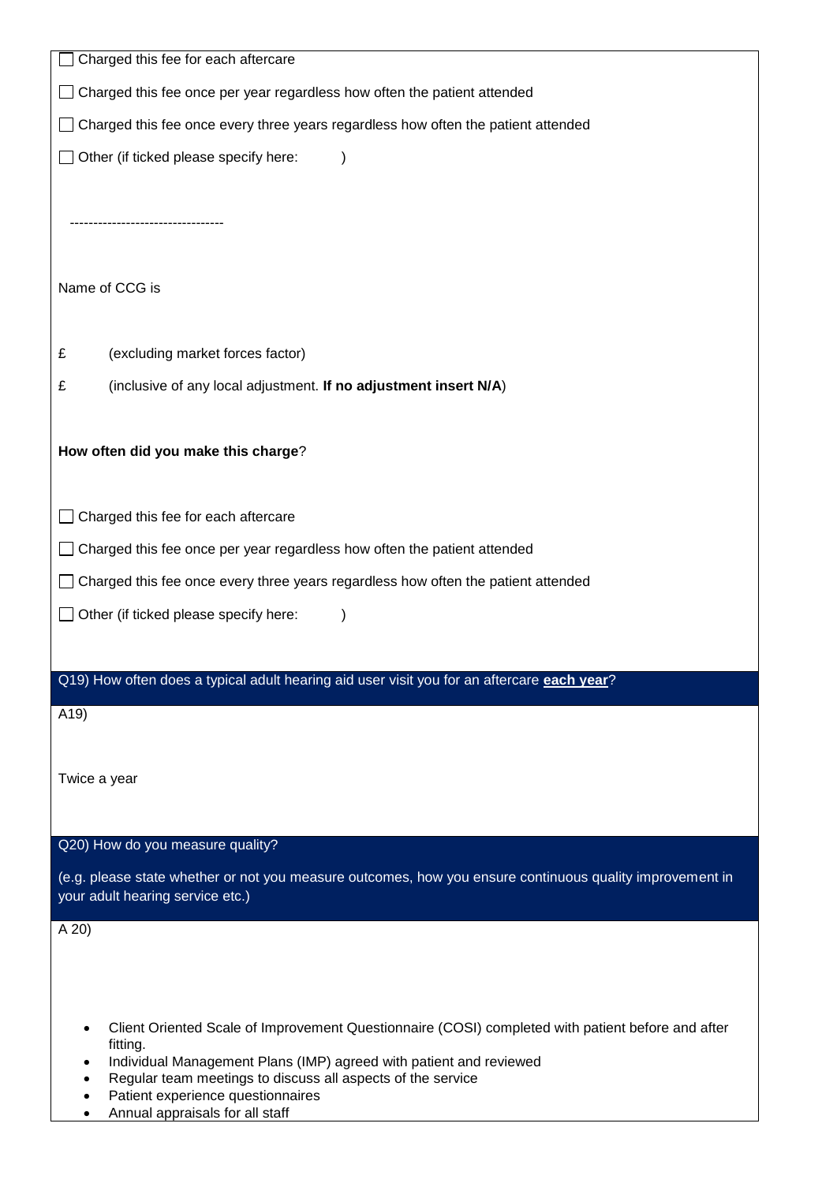☐ Charged this fee for each aftercare

☐ Charged this fee once per year regardless how often the patient attended

☐ Charged this fee once every three years regardless how often the patient attended

☐ Other (if ticked please specify here: )

---------------------------------

Name of CCG is

£ (excluding market forces factor)

£ (inclusive of any local adjustment. **If no adjustment insert N/A**)

**How often did you make this charge**?

☐ Charged this fee for each aftercare

☐ Charged this fee once per year regardless how often the patient attended

☐ Charged this fee once every three years regardless how often the patient attended

☐ Other (if ticked please specify here: )

Q19) How often does a typical adult hearing aid user visit you for an aftercare **each year**?

A19)

Twice a year

Q20) How do you measure quality?

(e.g. please state whether or not you measure outcomes, how you ensure continuous quality improvement in your adult hearing service etc.)

A 20)

- Client Oriented Scale of Improvement Questionnaire (COSI) completed with patient before and after fitting.
- Individual Management Plans (IMP) agreed with patient and reviewed
- Regular team meetings to discuss all aspects of the service
- Patient experience questionnaires
- Annual appraisals for all staff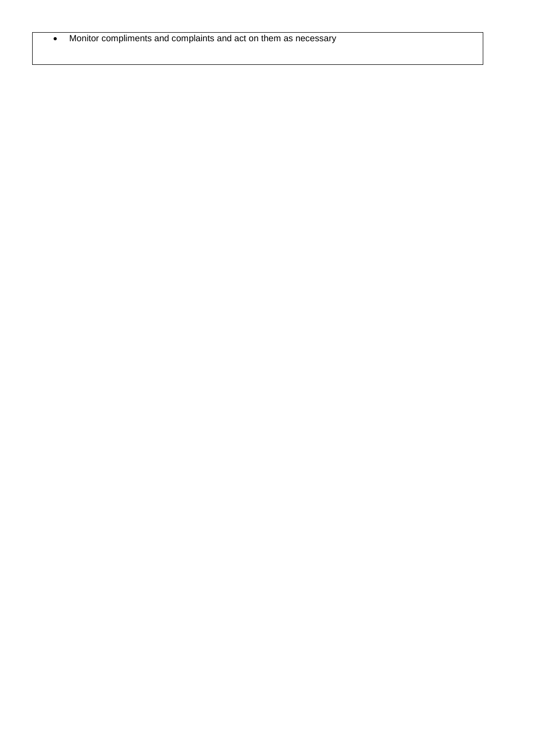- Monitor compliments and complaints and act on them as necessary